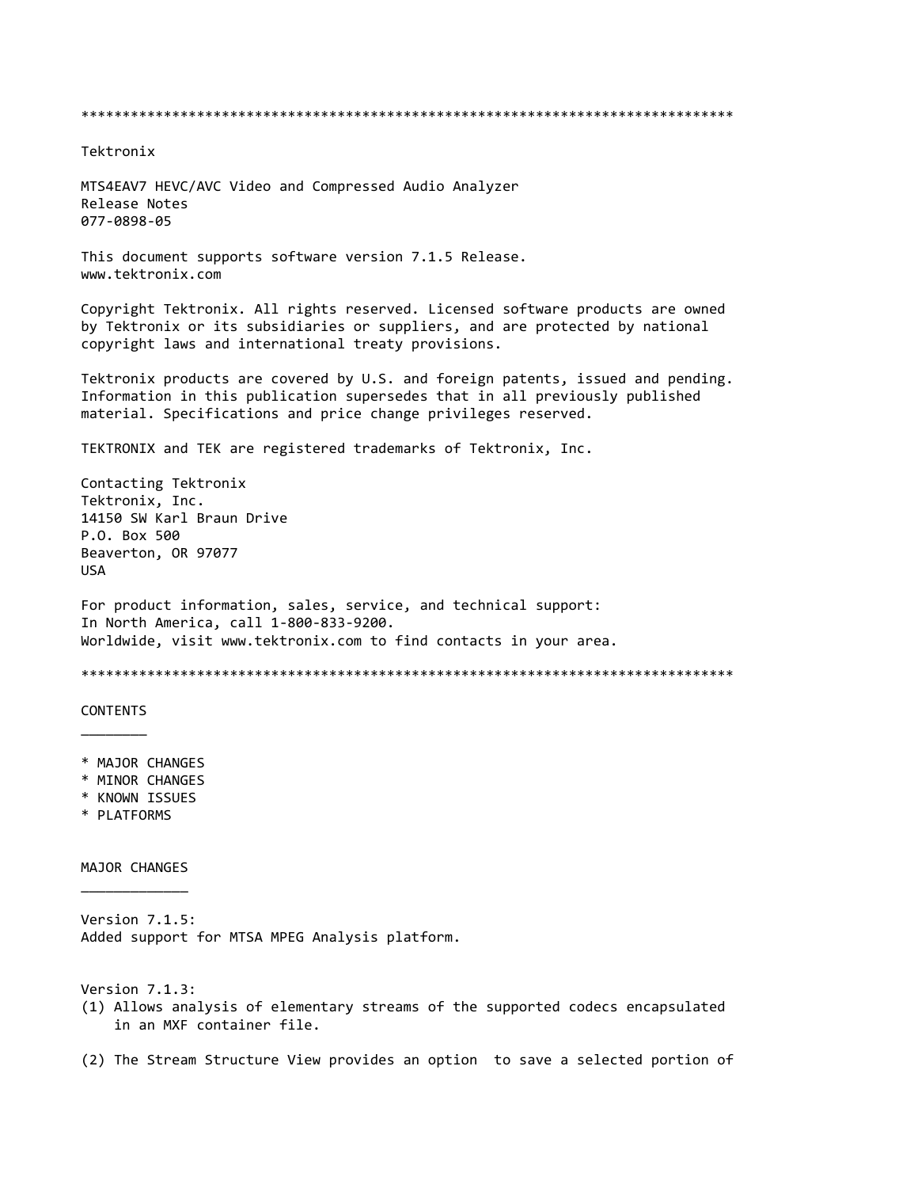********************************************************************************

Tektronix

MTS4EAV7 HEVC/AVC Video and Compressed Audio Analyzer
Release Notes
077-0898-05

This document supports software version 7.1.5 Release.
www.tektronix.com

Copyright Tektronix. All rights reserved. Licensed software products are owned by Tektronix or its subsidiaries or suppliers, and are protected by national copyright laws and international treaty provisions.

Tektronix products are covered by U.S. and foreign patents, issued and pending. Information in this publication supersedes that in all previously published material. Specifications and price change privileges reserved.

TEKTRONIX and TEK are registered trademarks of Tektronix, Inc.

Contacting Tektronix
Tektronix, Inc.
14150 SW Karl Braun Drive
P.O. Box 500
Beaverton, OR 97077
USA

For product information, sales, service, and technical support:
In North America, call 1-800-833-9200.
Worldwide, visit www.tektronix.com to find contacts in your area.

********************************************************************************

## CONTENTS

* MAJOR CHANGES
* MINOR CHANGES
* KNOWN ISSUES
* PLATFORMS

## MAJOR CHANGES

Version 7.1.5:
Added support for MTSA MPEG Analysis platform.

Version 7.1.3:

(1) Allows analysis of elementary streams of the supported codecs encapsulated in an MXF container file.

(2) The Stream Structure View provides an option to save a selected portion of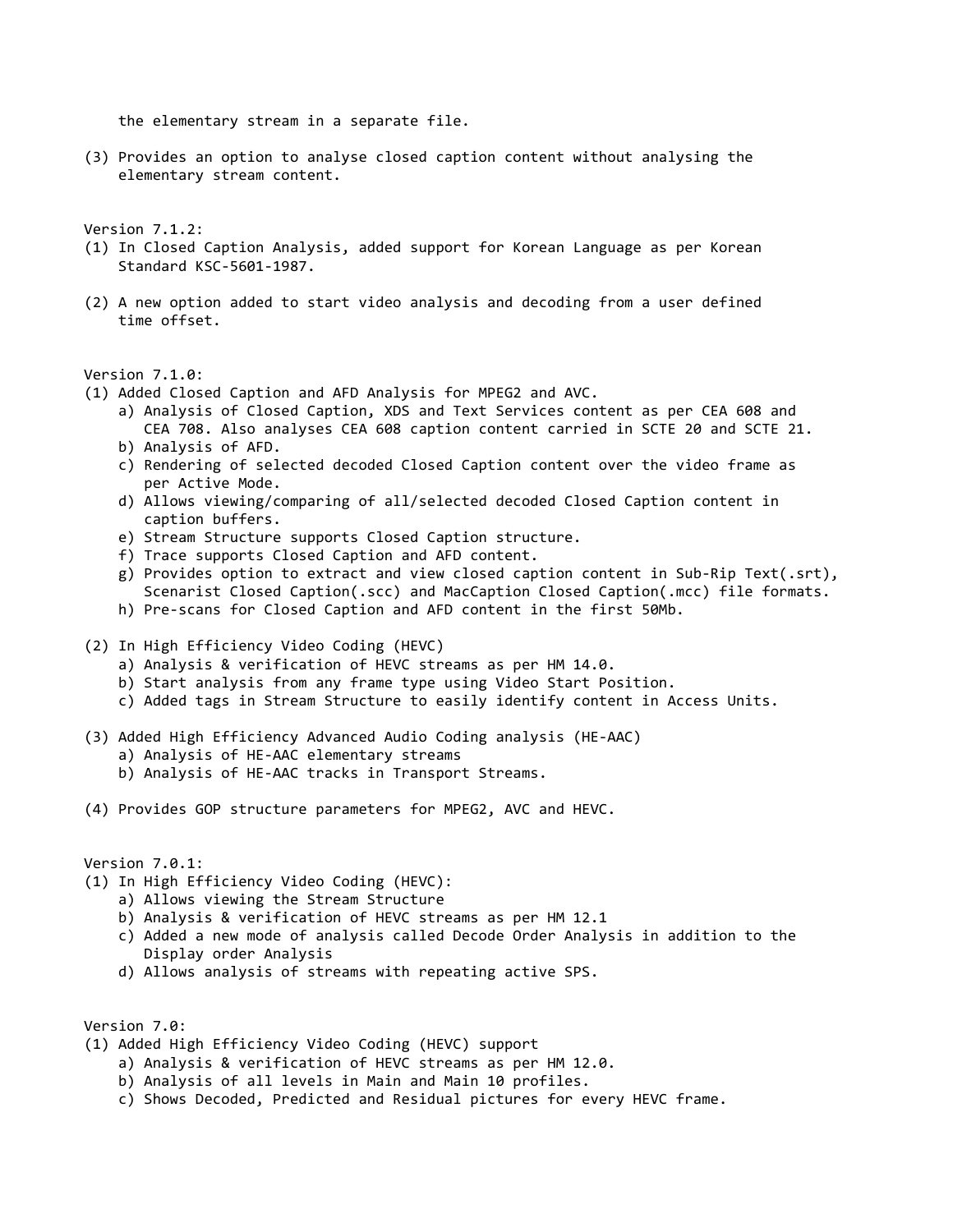the elementary stream in a separate file.

(3) Provides an option to analyse closed caption content without analysing the elementary stream content.

Version 7.1.2:

(1) In Closed Caption Analysis, added support for Korean Language as per Korean Standard KSC-5601-1987.

(2) A new option added to start video analysis and decoding from a user defined time offset.

Version 7.1.0:

(1) Added Closed Caption and AFD Analysis for MPEG2 and AVC.
    a) Analysis of Closed Caption, XDS and Text Services content as per CEA 608 and CEA 708. Also analyses CEA 608 caption content carried in SCTE 20 and SCTE 21.
    b) Analysis of AFD.
    c) Rendering of selected decoded Closed Caption content over the video frame as per Active Mode.
    d) Allows viewing/comparing of all/selected decoded Closed Caption content in caption buffers.
    e) Stream Structure supports Closed Caption structure.
    f) Trace supports Closed Caption and AFD content.
    g) Provides option to extract and view closed caption content in Sub-Rip Text(.srt), Scenarist Closed Caption(.scc) and MacCaption Closed Caption(.mcc) file formats.
    h) Pre-scans for Closed Caption and AFD content in the first 50Mb.

(2) In High Efficiency Video Coding (HEVC)
    a) Analysis & verification of HEVC streams as per HM 14.0.
    b) Start analysis from any frame type using Video Start Position.
    c) Added tags in Stream Structure to easily identify content in Access Units.

(3) Added High Efficiency Advanced Audio Coding analysis (HE-AAC)
    a) Analysis of HE-AAC elementary streams
    b) Analysis of HE-AAC tracks in Transport Streams.

(4) Provides GOP structure parameters for MPEG2, AVC and HEVC.

Version 7.0.1:

(1) In High Efficiency Video Coding (HEVC):
    a) Allows viewing the Stream Structure
    b) Analysis & verification of HEVC streams as per HM 12.1
    c) Added a new mode of analysis called Decode Order Analysis in addition to the Display order Analysis
    d) Allows analysis of streams with repeating active SPS.

Version 7.0:

(1) Added High Efficiency Video Coding (HEVC) support
    a) Analysis & verification of HEVC streams as per HM 12.0.
    b) Analysis of all levels in Main and Main 10 profiles.
    c) Shows Decoded, Predicted and Residual pictures for every HEVC frame.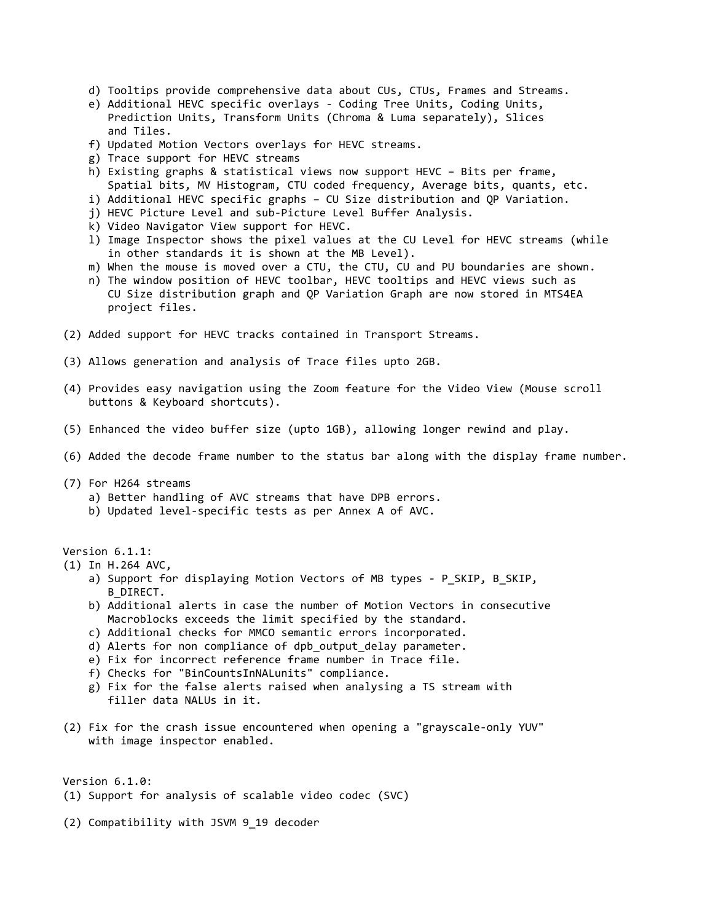d) Tooltips provide comprehensive data about CUs, CTUs, Frames and Streams.
e) Additional HEVC specific overlays - Coding Tree Units, Coding Units, Prediction Units, Transform Units (Chroma & Luma separately), Slices and Tiles.
f) Updated Motion Vectors overlays for HEVC streams.
g) Trace support for HEVC streams
h) Existing graphs & statistical views now support HEVC – Bits per frame, Spatial bits, MV Histogram, CTU coded frequency, Average bits, quants, etc.
i) Additional HEVC specific graphs – CU Size distribution and QP Variation.
j) HEVC Picture Level and sub-Picture Level Buffer Analysis.
k) Video Navigator View support for HEVC.
l) Image Inspector shows the pixel values at the CU Level for HEVC streams (while in other standards it is shown at the MB Level).
m) When the mouse is moved over a CTU, the CTU, CU and PU boundaries are shown.
n) The window position of HEVC toolbar, HEVC tooltips and HEVC views such as CU Size distribution graph and QP Variation Graph are now stored in MTS4EA project files.

(2) Added support for HEVC tracks contained in Transport Streams.

(3) Allows generation and analysis of Trace files upto 2GB.

(4) Provides easy navigation using the Zoom feature for the Video View (Mouse scroll buttons & Keyboard shortcuts).

(5) Enhanced the video buffer size (upto 1GB), allowing longer rewind and play.

(6) Added the decode frame number to the status bar along with the display frame number.

(7) For H264 streams
a) Better handling of AVC streams that have DPB errors.
b) Updated level-specific tests as per Annex A of AVC.

Version 6.1.1:

(1) In H.264 AVC,
a) Support for displaying Motion Vectors of MB types - P_SKIP, B_SKIP, B_DIRECT.
b) Additional alerts in case the number of Motion Vectors in consecutive Macroblocks exceeds the limit specified by the standard.
c) Additional checks for MMCO semantic errors incorporated.
d) Alerts for non compliance of dpb_output_delay parameter.
e) Fix for incorrect reference frame number in Trace file.
f) Checks for "BinCountsInNALunits" compliance.
g) Fix for the false alerts raised when analysing a TS stream with filler data NALUs in it.

(2) Fix for the crash issue encountered when opening a "grayscale-only YUV" with image inspector enabled.

Version 6.1.0:

(1) Support for analysis of scalable video codec (SVC)

(2) Compatibility with JSVM 9_19 decoder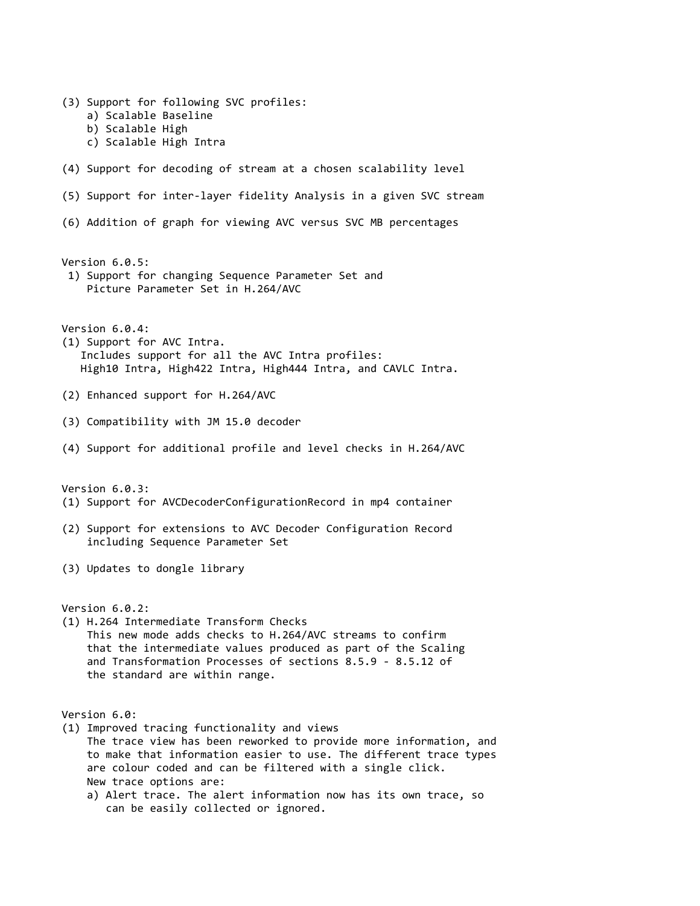(3) Support for following SVC profiles:
   a) Scalable Baseline
   b) Scalable High
   c) Scalable High Intra

(4) Support for decoding of stream at a chosen scalability level

(5) Support for inter-layer fidelity Analysis in a given SVC stream

(6) Addition of graph for viewing AVC versus SVC MB percentages

Version 6.0.5:

1) Support for changing Sequence Parameter Set and Picture Parameter Set in H.264/AVC

Version 6.0.4:

(1) Support for AVC Intra.
   Includes support for all the AVC Intra profiles:
   High10 Intra, High422 Intra, High444 Intra, and CAVLC Intra.

(2) Enhanced support for H.264/AVC

(3) Compatibility with JM 15.0 decoder

(4) Support for additional profile and level checks in H.264/AVC

Version 6.0.3:

(1) Support for AVCDecoderConfigurationRecord in mp4 container

(2) Support for extensions to AVC Decoder Configuration Record including Sequence Parameter Set

(3) Updates to dongle library

Version 6.0.2:

(1) H.264 Intermediate Transform Checks
   This new mode adds checks to H.264/AVC streams to confirm that the intermediate values produced as part of the Scaling and Transformation Processes of sections 8.5.9 - 8.5.12 of the standard are within range.

Version 6.0:

(1) Improved tracing functionality and views
   The trace view has been reworked to provide more information, and to make that information easier to use. The different trace types are colour coded and can be filtered with a single click.
   New trace options are:
   a) Alert trace. The alert information now has its own trace, so can be easily collected or ignored.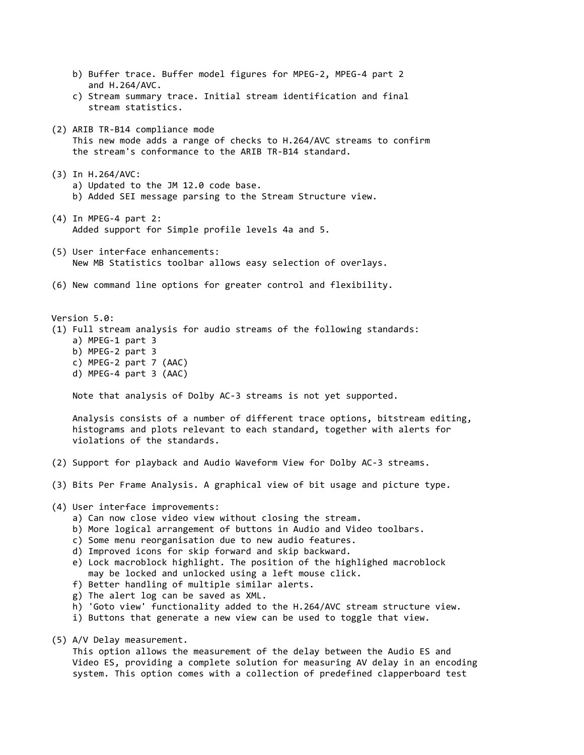b) Buffer trace. Buffer model figures for MPEG-2, MPEG-4 part 2
       and H.264/AVC.
    c) Stream summary trace. Initial stream identification and final
       stream statistics.

(2) ARIB TR-B14 compliance mode
    This new mode adds a range of checks to H.264/AVC streams to confirm
    the stream's conformance to the ARIB TR-B14 standard.

(3) In H.264/AVC:
    a) Updated to the JM 12.0 code base.
    b) Added SEI message parsing to the Stream Structure view.

(4) In MPEG-4 part 2:
    Added support for Simple profile levels 4a and 5.

(5) User interface enhancements:
    New MB Statistics toolbar allows easy selection of overlays.

(6) New command line options for greater control and flexibility.

Version 5.0:

(1) Full stream analysis for audio streams of the following standards:
    a) MPEG-1 part 3
    b) MPEG-2 part 3
    c) MPEG-2 part 7 (AAC)
    d) MPEG-4 part 3 (AAC)

    Note that analysis of Dolby AC-3 streams is not yet supported.

    Analysis consists of a number of different trace options, bitstream editing,
    histograms and plots relevant to each standard, together with alerts for
    violations of the standards.

(2) Support for playback and Audio Waveform View for Dolby AC-3 streams.

(3) Bits Per Frame Analysis. A graphical view of bit usage and picture type.

(4) User interface improvements:
    a) Can now close video view without closing the stream.
    b) More logical arrangement of buttons in Audio and Video toolbars.
    c) Some menu reorganisation due to new audio features.
    d) Improved icons for skip forward and skip backward.
    e) Lock macroblock highlight. The position of the highlighed macroblock
       may be locked and unlocked using a left mouse click.
    f) Better handling of multiple similar alerts.
    g) The alert log can be saved as XML.
    h) 'Goto view' functionality added to the H.264/AVC stream structure view.
    i) Buttons that generate a new view can be used to toggle that view.

(5) A/V Delay measurement.
    This option allows the measurement of the delay between the Audio ES and
    Video ES, providing a complete solution for measuring AV delay in an encoding
    system. This option comes with a collection of predefined clapperboard test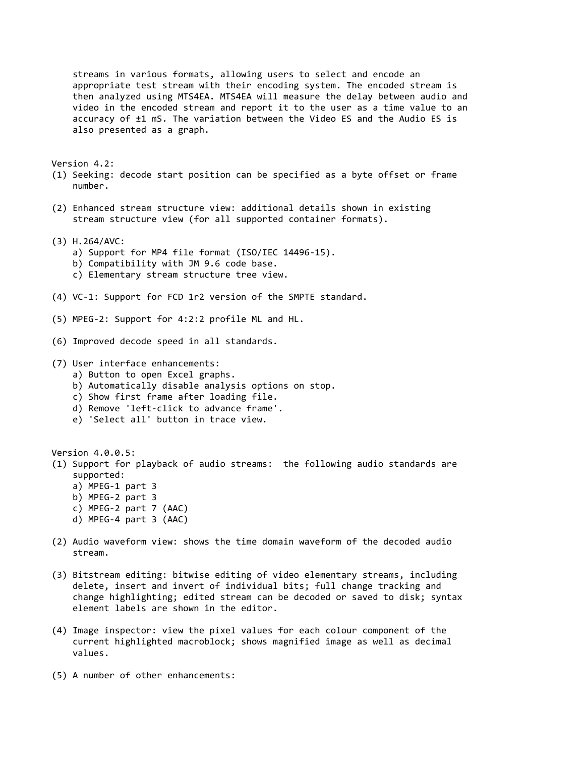streams in various formats, allowing users to select and encode an appropriate test stream with their encoding system. The encoded stream is then analyzed using MTS4EA. MTS4EA will measure the delay between audio and video in the encoded stream and report it to the user as a time value to an accuracy of ±1 mS. The variation between the Video ES and the Audio ES is also presented as a graph.

Version 4.2:

(1) Seeking: decode start position can be specified as a byte offset or frame number.

(2) Enhanced stream structure view: additional details shown in existing stream structure view (for all supported container formats).

(3) H.264/AVC:
    a) Support for MP4 file format (ISO/IEC 14496-15).
    b) Compatibility with JM 9.6 code base.
    c) Elementary stream structure tree view.

(4) VC-1: Support for FCD 1r2 version of the SMPTE standard.

(5) MPEG-2: Support for 4:2:2 profile ML and HL.

(6) Improved decode speed in all standards.

(7) User interface enhancements:
    a) Button to open Excel graphs.
    b) Automatically disable analysis options on stop.
    c) Show first frame after loading file.
    d) Remove 'left-click to advance frame'.
    e) 'Select all' button in trace view.

Version 4.0.0.5:

(1) Support for playback of audio streams: the following audio standards are supported:
    a) MPEG-1 part 3
    b) MPEG-2 part 3
    c) MPEG-2 part 7 (AAC)
    d) MPEG-4 part 3 (AAC)

(2) Audio waveform view: shows the time domain waveform of the decoded audio stream.

(3) Bitstream editing: bitwise editing of video elementary streams, including delete, insert and invert of individual bits; full change tracking and change highlighting; edited stream can be decoded or saved to disk; syntax element labels are shown in the editor.

(4) Image inspector: view the pixel values for each colour component of the current highlighted macroblock; shows magnified image as well as decimal values.

(5) A number of other enhancements: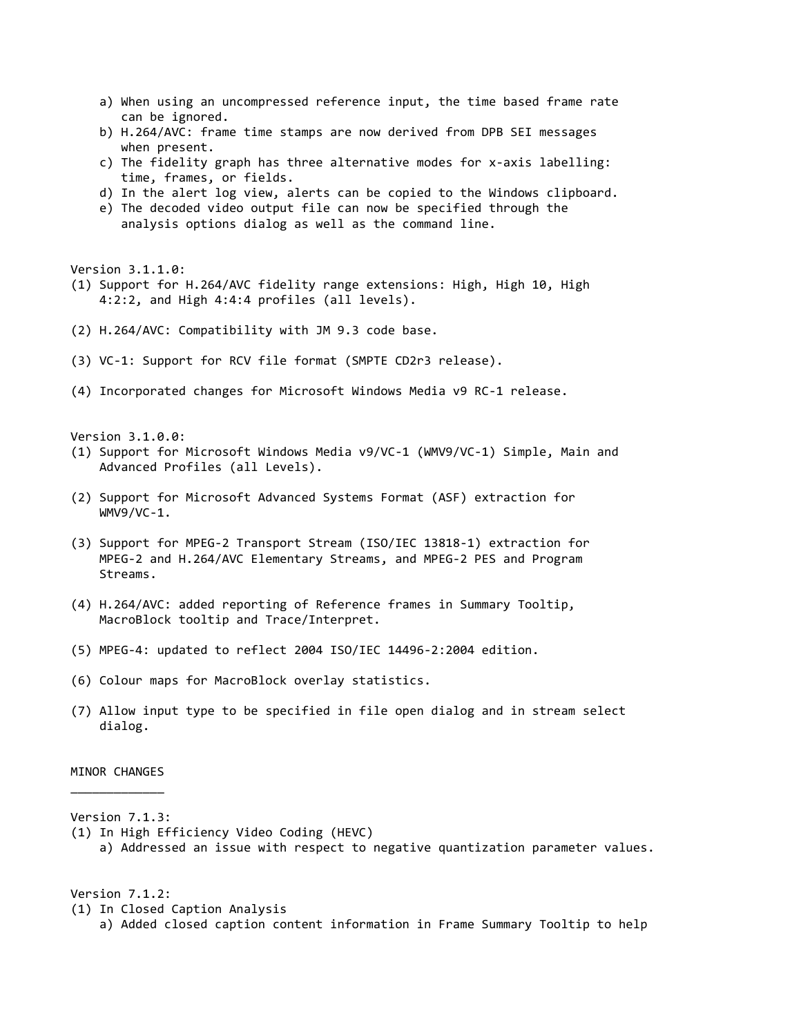a) When using an uncompressed reference input, the time based frame rate can be ignored.
b) H.264/AVC: frame time stamps are now derived from DPB SEI messages when present.
c) The fidelity graph has three alternative modes for x-axis labelling: time, frames, or fields.
d) In the alert log view, alerts can be copied to the Windows clipboard.
e) The decoded video output file can now be specified through the analysis options dialog as well as the command line.

Version 3.1.1.0:

(1) Support for H.264/AVC fidelity range extensions: High, High 10, High 4:2:2, and High 4:4:4 profiles (all levels).

(2) H.264/AVC: Compatibility with JM 9.3 code base.

(3) VC-1: Support for RCV file format (SMPTE CD2r3 release).

(4) Incorporated changes for Microsoft Windows Media v9 RC-1 release.

Version 3.1.0.0:

(1) Support for Microsoft Windows Media v9/VC-1 (WMV9/VC-1) Simple, Main and Advanced Profiles (all Levels).

(2) Support for Microsoft Advanced Systems Format (ASF) extraction for WMV9/VC-1.

(3) Support for MPEG-2 Transport Stream (ISO/IEC 13818-1) extraction for MPEG-2 and H.264/AVC Elementary Streams, and MPEG-2 PES and Program Streams.

(4) H.264/AVC: added reporting of Reference frames in Summary Tooltip, MacroBlock tooltip and Trace/Interpret.

(5) MPEG-4: updated to reflect 2004 ISO/IEC 14496-2:2004 edition.

(6) Colour maps for MacroBlock overlay statistics.

(7) Allow input type to be specified in file open dialog and in stream select dialog.

MINOR CHANGES
_____________

Version 7.1.3:

(1) In High Efficiency Video Coding (HEVC)
a) Addressed an issue with respect to negative quantization parameter values.

Version 7.1.2:

(1) In Closed Caption Analysis
a) Added closed caption content information in Frame Summary Tooltip to help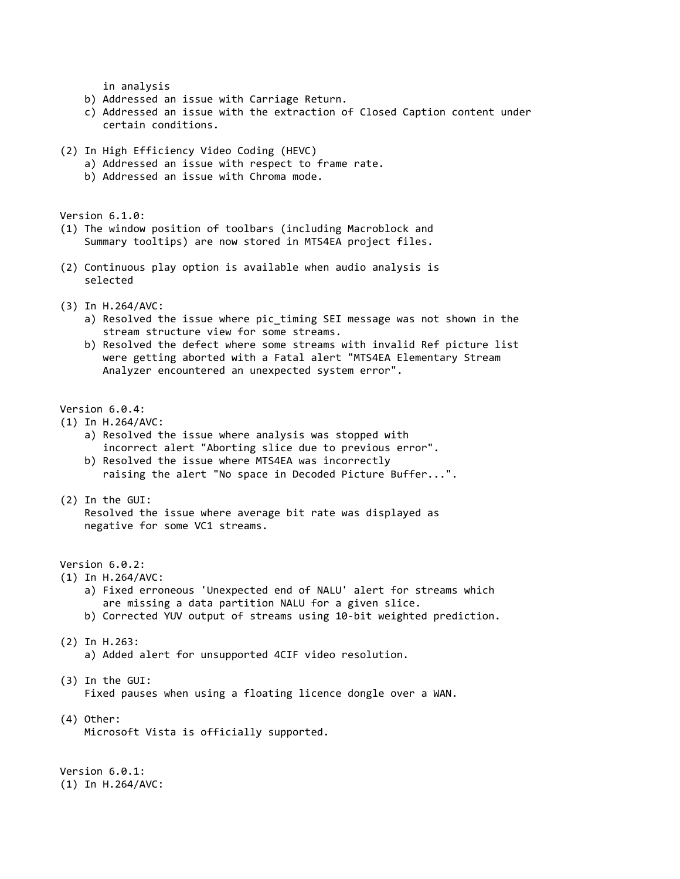in analysis
    b) Addressed an issue with Carriage Return.
    c) Addressed an issue with the extraction of Closed Caption content under certain conditions.

(2) In High Efficiency Video Coding (HEVC)
    a) Addressed an issue with respect to frame rate.
    b) Addressed an issue with Chroma mode.

Version 6.1.0:

(1) The window position of toolbars (including Macroblock and Summary tooltips) are now stored in MTS4EA project files.

(2) Continuous play option is available when audio analysis is selected

(3) In H.264/AVC:
    a) Resolved the issue where pic_timing SEI message was not shown in the stream structure view for some streams.
    b) Resolved the defect where some streams with invalid Ref picture list were getting aborted with a Fatal alert "MTS4EA Elementary Stream Analyzer encountered an unexpected system error".

Version 6.0.4:

(1) In H.264/AVC:
    a) Resolved the issue where analysis was stopped with incorrect alert "Aborting slice due to previous error".
    b) Resolved the issue where MTS4EA was incorrectly raising the alert "No space in Decoded Picture Buffer...".

(2) In the GUI:
    Resolved the issue where average bit rate was displayed as negative for some VC1 streams.

Version 6.0.2:

(1) In H.264/AVC:
    a) Fixed erroneous 'Unexpected end of NALU' alert for streams which are missing a data partition NALU for a given slice.
    b) Corrected YUV output of streams using 10-bit weighted prediction.

(2) In H.263:
    a) Added alert for unsupported 4CIF video resolution.

(3) In the GUI:
    Fixed pauses when using a floating licence dongle over a WAN.

(4) Other:
    Microsoft Vista is officially supported.

Version 6.0.1:

(1) In H.264/AVC: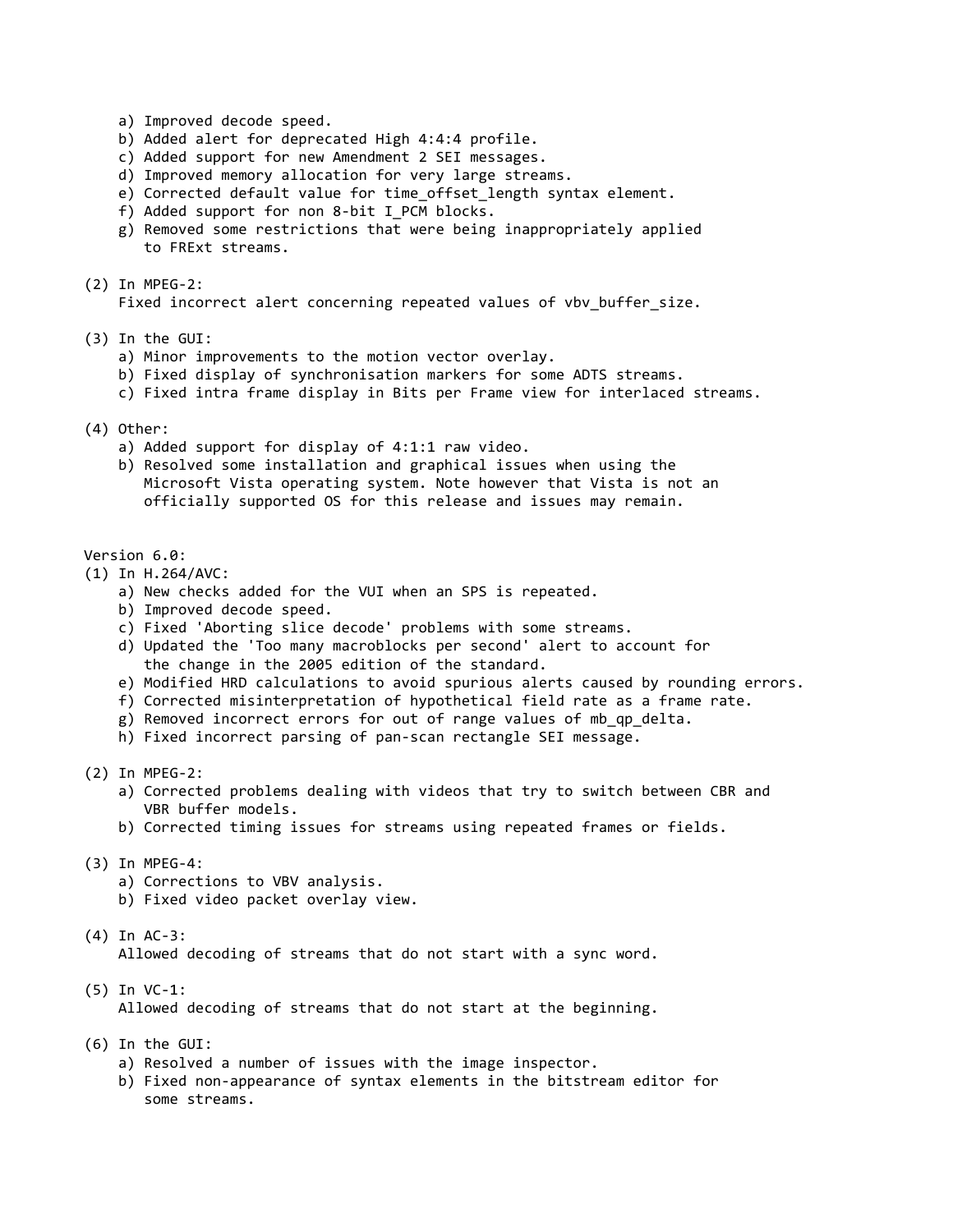a) Improved decode speed.
b) Added alert for deprecated High 4:4:4 profile.
c) Added support for new Amendment 2 SEI messages.
d) Improved memory allocation for very large streams.
e) Corrected default value for time_offset_length syntax element.
f) Added support for non 8-bit I_PCM blocks.
g) Removed some restrictions that were being inappropriately applied to FRExt streams.

(2) In MPEG-2:
Fixed incorrect alert concerning repeated values of vbv_buffer_size.

(3) In the GUI:
a) Minor improvements to the motion vector overlay.
b) Fixed display of synchronisation markers for some ADTS streams.
c) Fixed intra frame display in Bits per Frame view for interlaced streams.

(4) Other:
a) Added support for display of 4:1:1 raw video.
b) Resolved some installation and graphical issues when using the Microsoft Vista operating system. Note however that Vista is not an officially supported OS for this release and issues may remain.

Version 6.0:

(1) In H.264/AVC:
a) New checks added for the VUI when an SPS is repeated.
b) Improved decode speed.
c) Fixed 'Aborting slice decode' problems with some streams.
d) Updated the 'Too many macroblocks per second' alert to account for the change in the 2005 edition of the standard.
e) Modified HRD calculations to avoid spurious alerts caused by rounding errors.
f) Corrected misinterpretation of hypothetical field rate as a frame rate.
g) Removed incorrect errors for out of range values of mb_qp_delta.
h) Fixed incorrect parsing of pan-scan rectangle SEI message.

(2) In MPEG-2:
a) Corrected problems dealing with videos that try to switch between CBR and VBR buffer models.
b) Corrected timing issues for streams using repeated frames or fields.

(3) In MPEG-4:
a) Corrections to VBV analysis.
b) Fixed video packet overlay view.

(4) In AC-3:
Allowed decoding of streams that do not start with a sync word.

(5) In VC-1:
Allowed decoding of streams that do not start at the beginning.

(6) In the GUI:
a) Resolved a number of issues with the image inspector.
b) Fixed non-appearance of syntax elements in the bitstream editor for some streams.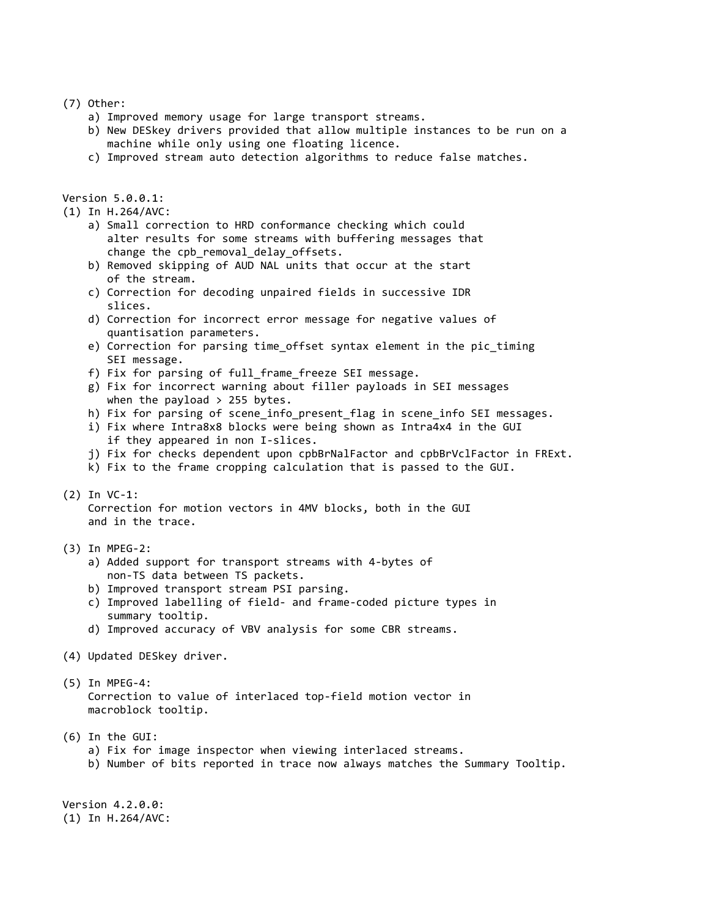(7) Other:

a) Improved memory usage for large transport streams.
b) New DESkey drivers provided that allow multiple instances to be run on a machine while only using one floating licence.
c) Improved stream auto detection algorithms to reduce false matches.

Version 5.0.0.1:

(1) In H.264/AVC:

a) Small correction to HRD conformance checking which could alter results for some streams with buffering messages that change the cpb_removal_delay_offsets.
b) Removed skipping of AUD NAL units that occur at the start of the stream.
c) Correction for decoding unpaired fields in successive IDR slices.
d) Correction for incorrect error message for negative values of quantisation parameters.
e) Correction for parsing time_offset syntax element in the pic_timing SEI message.
f) Fix for parsing of full_frame_freeze SEI message.
g) Fix for incorrect warning about filler payloads in SEI messages when the payload > 255 bytes.
h) Fix for parsing of scene_info_present_flag in scene_info SEI messages.
i) Fix where Intra8x8 blocks were being shown as Intra4x4 in the GUI if they appeared in non I-slices.
j) Fix for checks dependent upon cpbBrNalFactor and cpbBrVclFactor in FRExt.
k) Fix to the frame cropping calculation that is passed to the GUI.

(2) In VC-1:

Correction for motion vectors in 4MV blocks, both in the GUI and in the trace.

(3) In MPEG-2:

a) Added support for transport streams with 4-bytes of non-TS data between TS packets.
b) Improved transport stream PSI parsing.
c) Improved labelling of field- and frame-coded picture types in summary tooltip.
d) Improved accuracy of VBV analysis for some CBR streams.

(4) Updated DESkey driver.

(5) In MPEG-4:

Correction to value of interlaced top-field motion vector in macroblock tooltip.

(6) In the GUI:

a) Fix for image inspector when viewing interlaced streams.
b) Number of bits reported in trace now always matches the Summary Tooltip.

Version 4.2.0.0:

(1) In H.264/AVC: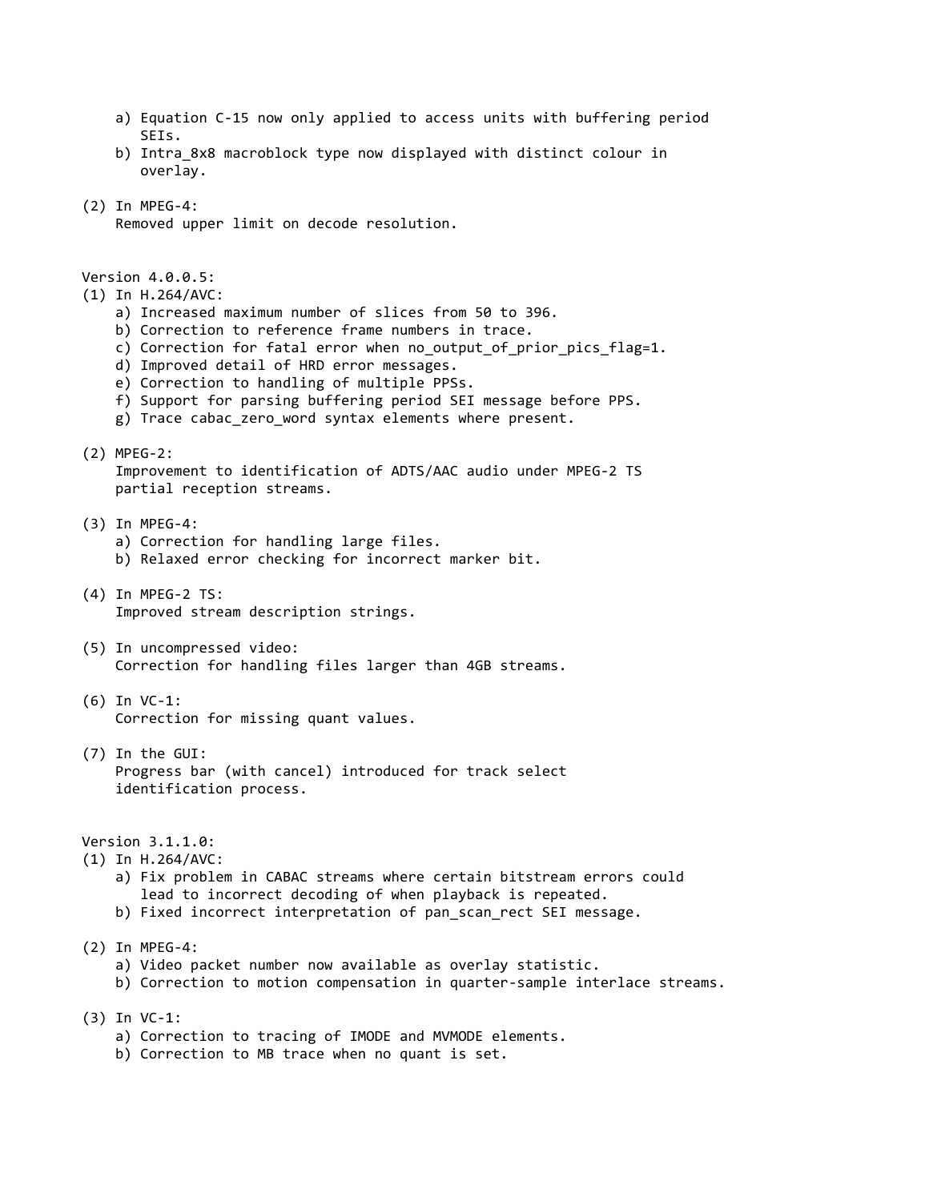a) Equation C-15 now only applied to access units with buffering period
       SEIs.
    b) Intra_8x8 macroblock type now displayed with distinct colour in
       overlay.

(2) In MPEG-4:
    Removed upper limit on decode resolution.

Version 4.0.0.5:

(1) In H.264/AVC:
    a) Increased maximum number of slices from 50 to 396.
    b) Correction to reference frame numbers in trace.
    c) Correction for fatal error when no_output_of_prior_pics_flag=1.
    d) Improved detail of HRD error messages.
    e) Correction to handling of multiple PPSs.
    f) Support for parsing buffering period SEI message before PPS.
    g) Trace cabac_zero_word syntax elements where present.

(2) MPEG-2:
    Improvement to identification of ADTS/AAC audio under MPEG-2 TS
    partial reception streams.

(3) In MPEG-4:
    a) Correction for handling large files.
    b) Relaxed error checking for incorrect marker bit.

(4) In MPEG-2 TS:
    Improved stream description strings.

(5) In uncompressed video:
    Correction for handling files larger than 4GB streams.

(6) In VC-1:
    Correction for missing quant values.

(7) In the GUI:
    Progress bar (with cancel) introduced for track select
    identification process.

Version 3.1.1.0:

(1) In H.264/AVC:
    a) Fix problem in CABAC streams where certain bitstream errors could
       lead to incorrect decoding of when playback is repeated.
    b) Fixed incorrect interpretation of pan_scan_rect SEI message.

(2) In MPEG-4:
    a) Video packet number now available as overlay statistic.
    b) Correction to motion compensation in quarter-sample interlace streams.

(3) In VC-1:
    a) Correction to tracing of IMODE and MVMODE elements.
    b) Correction to MB trace when no quant is set.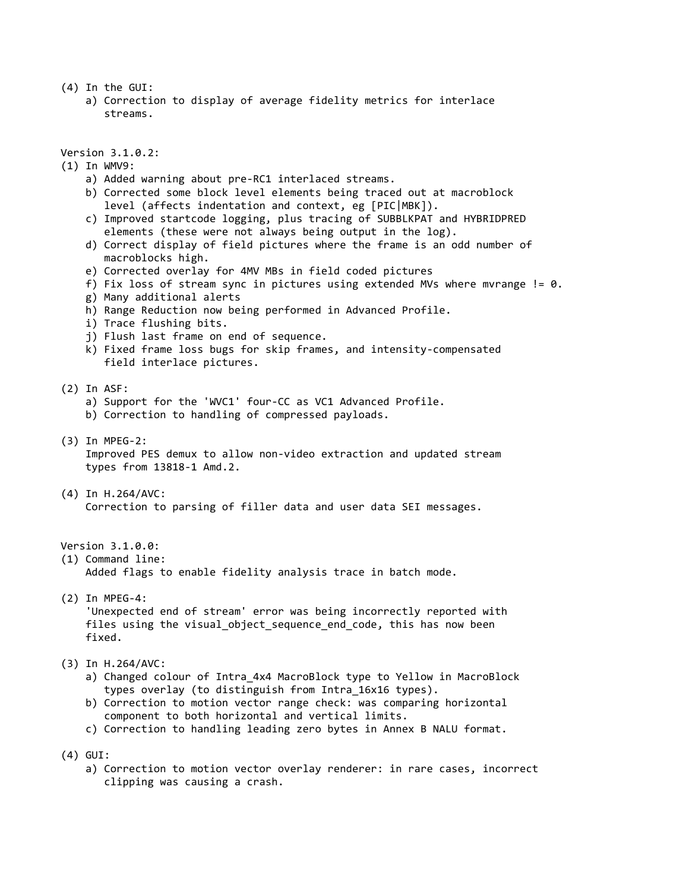(4) In the GUI:
    a) Correction to display of average fidelity metrics for interlace
       streams.

Version 3.1.0.2:

(1) In WMV9:
    a) Added warning about pre-RC1 interlaced streams.
    b) Corrected some block level elements being traced out at macroblock
       level (affects indentation and context, eg [PIC|MBK]).
    c) Improved startcode logging, plus tracing of SUBBLKPAT and HYBRIDPRED
       elements (these were not always being output in the log).
    d) Correct display of field pictures where the frame is an odd number of
       macroblocks high.
    e) Corrected overlay for 4MV MBs in field coded pictures
    f) Fix loss of stream sync in pictures using extended MVs where mvrange != 0.
    g) Many additional alerts
    h) Range Reduction now being performed in Advanced Profile.
    i) Trace flushing bits.
    j) Flush last frame on end of sequence.
    k) Fixed frame loss bugs for skip frames, and intensity-compensated
       field interlace pictures.

(2) In ASF:
    a) Support for the 'WVC1' four-CC as VC1 Advanced Profile.
    b) Correction to handling of compressed payloads.

(3) In MPEG-2:
    Improved PES demux to allow non-video extraction and updated stream
    types from 13818-1 Amd.2.

(4) In H.264/AVC:
    Correction to parsing of filler data and user data SEI messages.

Version 3.1.0.0:

(1) Command line:
    Added flags to enable fidelity analysis trace in batch mode.

(2) In MPEG-4:
    'Unexpected end of stream' error was being incorrectly reported with
    files using the visual_object_sequence_end_code, this has now been
    fixed.

(3) In H.264/AVC:
    a) Changed colour of Intra_4x4 MacroBlock type to Yellow in MacroBlock
       types overlay (to distinguish from Intra_16x16 types).
    b) Correction to motion vector range check: was comparing horizontal
       component to both horizontal and vertical limits.
    c) Correction to handling leading zero bytes in Annex B NALU format.

(4) GUI:
    a) Correction to motion vector overlay renderer: in rare cases, incorrect
       clipping was causing a crash.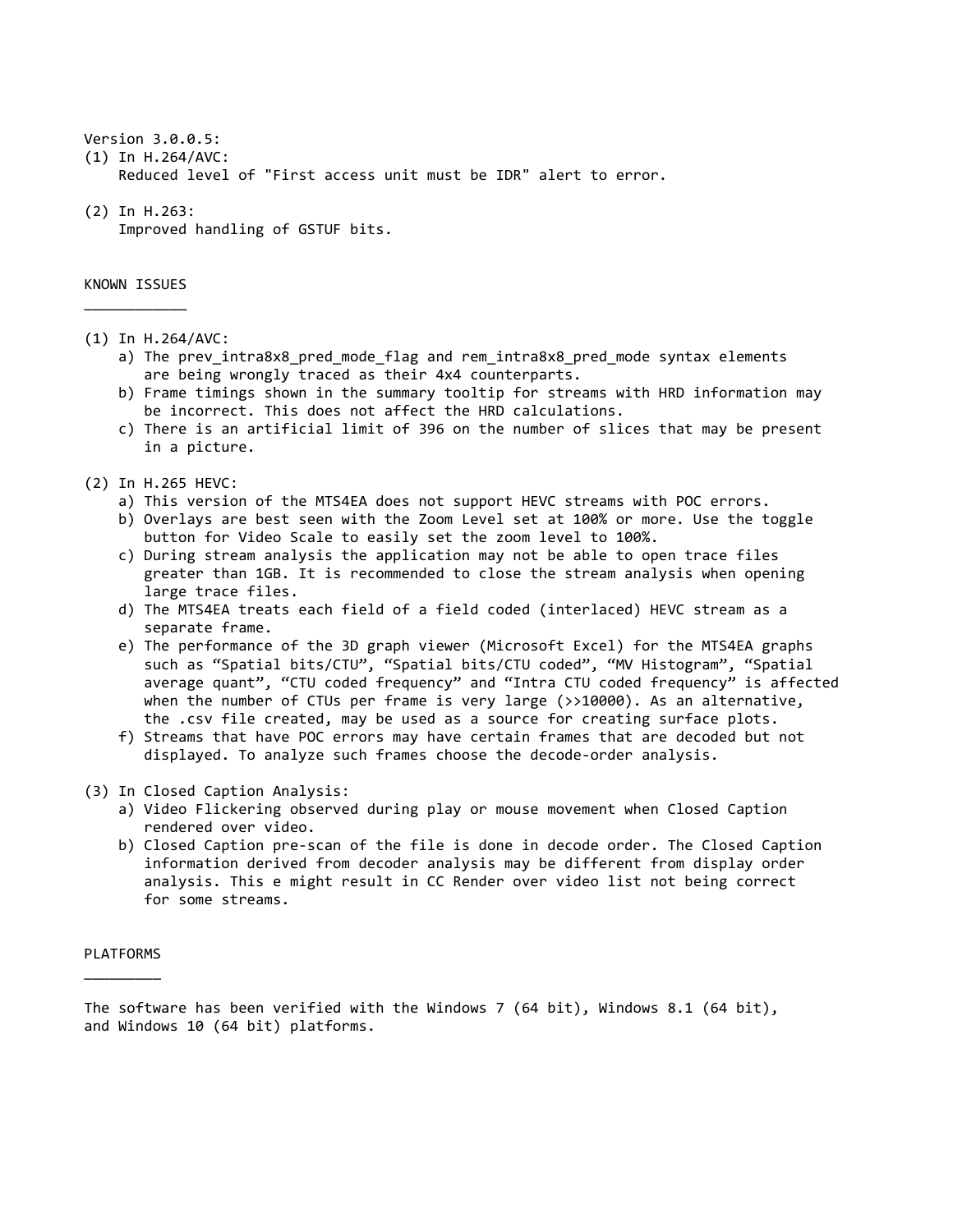Version 3.0.0.5:

(1) In H.264/AVC:
    Reduced level of "First access unit must be IDR" alert to error.

(2) In H.263:
    Improved handling of GSTUF bits.

## KNOWN ISSUES

(1) In H.264/AVC:
  - a) The prev_intra8x8_pred_mode_flag and rem_intra8x8_pred_mode syntax elements are being wrongly traced as their 4x4 counterparts.
  - b) Frame timings shown in the summary tooltip for streams with HRD information may be incorrect. This does not affect the HRD calculations.
  - c) There is an artificial limit of 396 on the number of slices that may be present in a picture.

(2) In H.265 HEVC:
  - a) This version of the MTS4EA does not support HEVC streams with POC errors.
  - b) Overlays are best seen with the Zoom Level set at 100% or more. Use the toggle button for Video Scale to easily set the zoom level to 100%.
  - c) During stream analysis the application may not be able to open trace files greater than 1GB. It is recommended to close the stream analysis when opening large trace files.
  - d) The MTS4EA treats each field of a field coded (interlaced) HEVC stream as a separate frame.
  - e) The performance of the 3D graph viewer (Microsoft Excel) for the MTS4EA graphs such as “Spatial bits/CTU”, “Spatial bits/CTU coded”, “MV Histogram”, “Spatial average quant”, “CTU coded frequency” and “Intra CTU coded frequency” is affected when the number of CTUs per frame is very large (>>10000). As an alternative, the .csv file created, may be used as a source for creating surface plots.
  - f) Streams that have POC errors may have certain frames that are decoded but not displayed. To analyze such frames choose the decode-order analysis.

(3) In Closed Caption Analysis:
  - a) Video Flickering observed during play or mouse movement when Closed Caption rendered over video.
  - b) Closed Caption pre-scan of the file is done in decode order. The Closed Caption information derived from decoder analysis may be different from display order analysis. This e might result in CC Render over video list not being correct for some streams.

## PLATFORMS

The software has been verified with the Windows 7 (64 bit), Windows 8.1 (64 bit), and Windows 10 (64 bit) platforms.